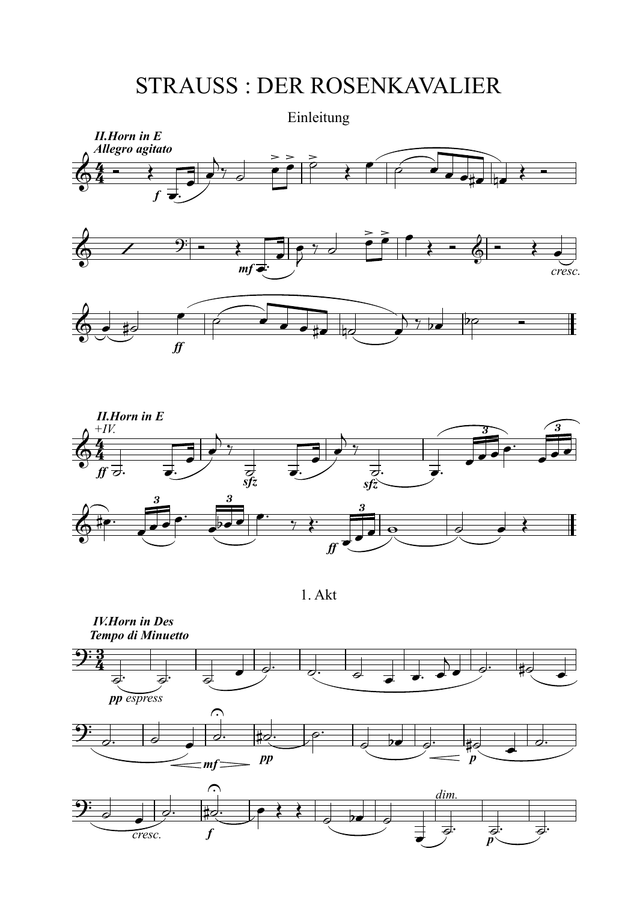# STRAUSS : DER ROSENKAVALIER

## Einleitung

***II.Horn in E***
***Allegro agitato***

***II.Horn in E***
*+IV.*

## 1. Akt

***IV.Horn in Des***
***Tempo di Minuetto***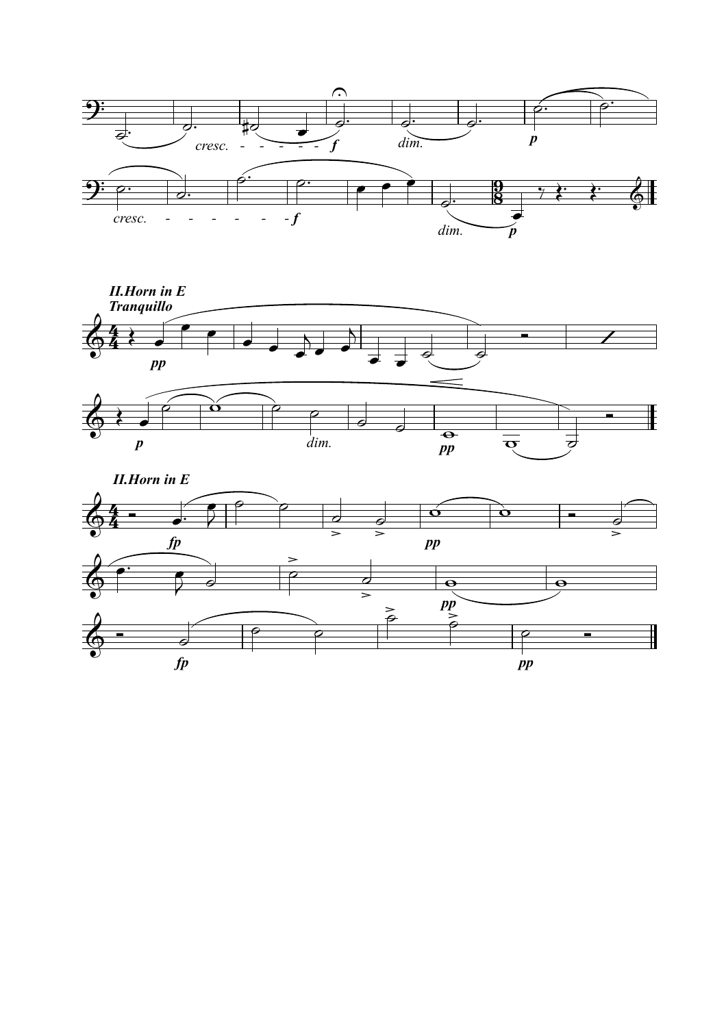***II.Horn in E***
***Tranquillo***

***II.Horn in E***